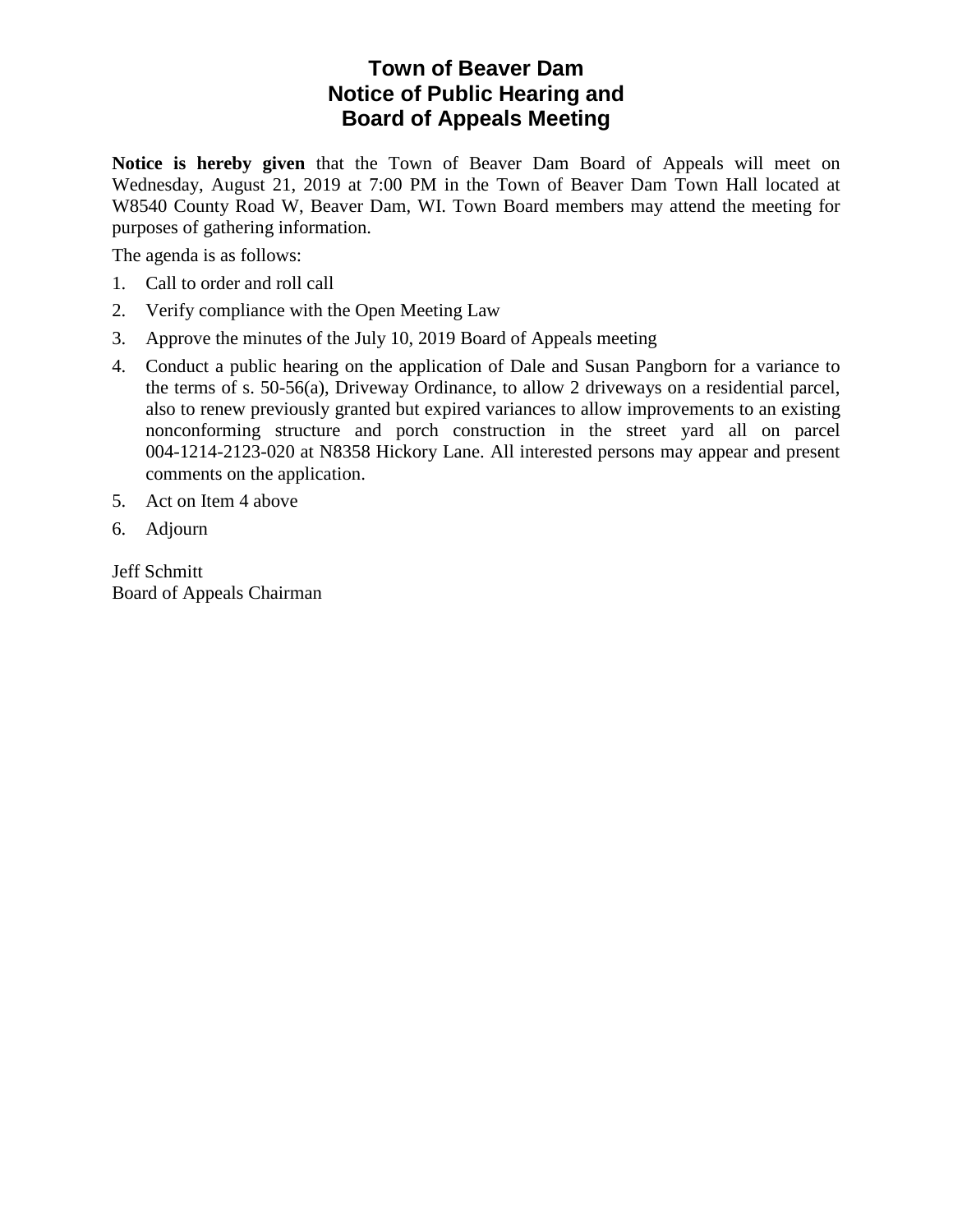# Town of Beaver Dam
# Notice of Public Hearing and
# Board of Appeals Meeting

**Notice is hereby given** that the Town of Beaver Dam Board of Appeals will meet on Wednesday, August 21, 2019 at 7:00 PM in the Town of Beaver Dam Town Hall located at W8540 County Road W, Beaver Dam, WI. Town Board members may attend the meeting for purposes of gathering information.

The agenda is as follows:

1. Call to order and roll call
2. Verify compliance with the Open Meeting Law
3. Approve the minutes of the July 10, 2019 Board of Appeals meeting
4. Conduct a public hearing on the application of Dale and Susan Pangborn for a variance to the terms of s. 50-56(a), Driveway Ordinance, to allow 2 driveways on a residential parcel, also to renew previously granted but expired variances to allow improvements to an existing nonconforming structure and porch construction in the street yard all on parcel 004-1214-2123-020 at N8358 Hickory Lane. All interested persons may appear and present comments on the application.
5. Act on Item 4 above
6. Adjourn

Jeff Schmitt
Board of Appeals Chairman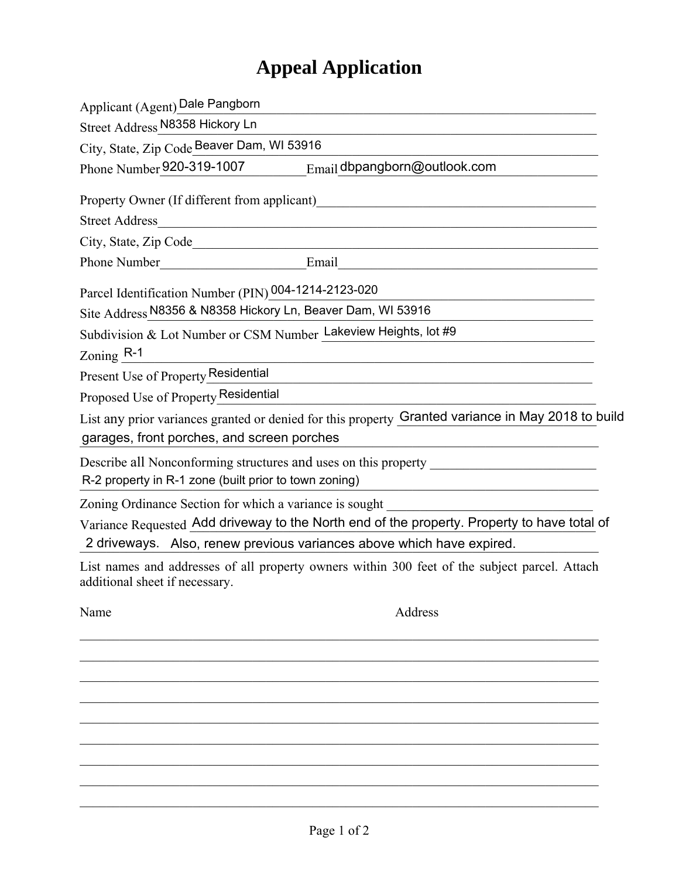# Appeal Application

Applicant (Agent) Dale Pangborn

Street Address N8358 Hickory Ln

City, State, Zip Code Beaver Dam, WI 53916

Phone Number 920-319-1007 Email dbpangborn@outlook.com

Property Owner (If different from applicant) ______________________

Street Address ______________________

City, State, Zip Code ______________________

Phone Number ______________________ Email ______________________

Parcel Identification Number (PIN) 004-1214-2123-020

Site Address N8356 & N8358 Hickory Ln, Beaver Dam, WI 53916

Subdivision & Lot Number or CSM Number Lakeview Heights, lot #9

Zoning R-1

Present Use of Property Residential

Proposed Use of Property Residential

List any prior variances granted or denied for this property Granted variance in May 2018 to build garages, front porches, and screen porches

Describe all Nonconforming structures and uses on this property R-2 property in R-1 zone (built prior to town zoning)

Zoning Ordinance Section for which a variance is sought ______________________

Variance Requested Add driveway to the North end of the property. Property to have total of 2 driveways. Also, renew previous variances above which have expired.

List names and addresses of all property owners within 300 feet of the subject parcel. Attach additional sheet if necessary.

| Name | Address |
| --- | --- |
| | |
| | |
| | |
| | |
| | |
| | |
| | |
| | |
| | |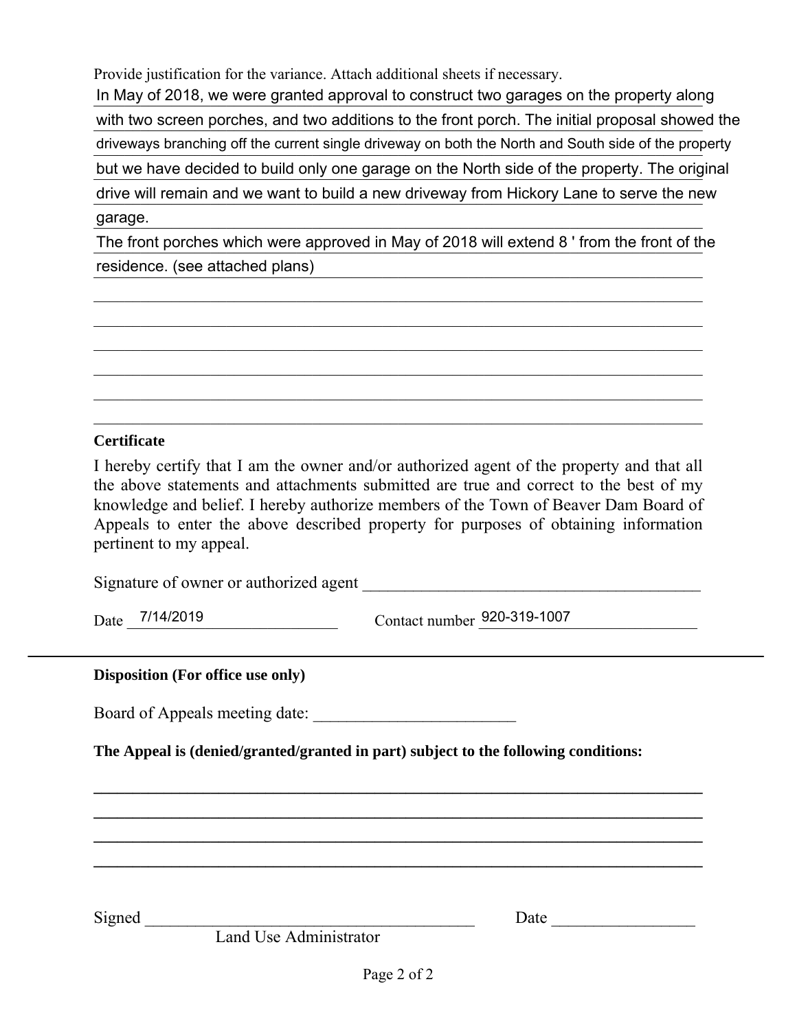Provide justification for the variance. Attach additional sheets if necessary.

In May of 2018, we were granted approval to construct two garages on the property along with two screen porches, and two additions to the front porch. The initial proposal showed the driveways branching off the current single driveway on both the North and South side of the property but we have decided to build only one garage on the North side of the property. The original drive will remain and we want to build a new driveway from Hickory Lane to serve the new garage.

The front porches which were approved in May of 2018 will extend 8 ' from the front of the residence. (see attached plans)

**Certificate**

I hereby certify that I am the owner and/or authorized agent of the property and that all the above statements and attachments submitted are true and correct to the best of my knowledge and belief. I hereby authorize members of the Town of Beaver Dam Board of Appeals to enter the above described property for purposes of obtaining information pertinent to my appeal.

Signature of owner or authorized agent ____________________

Date 7/14/2019 Contact number 920-319-1007

---

**Disposition (For office use only)**

Board of Appeals meeting date: ____________________

**The Appeal is (denied/granted/granted in part) subject to the following conditions:**

Signed ____________________ Date ____________________
Land Use Administrator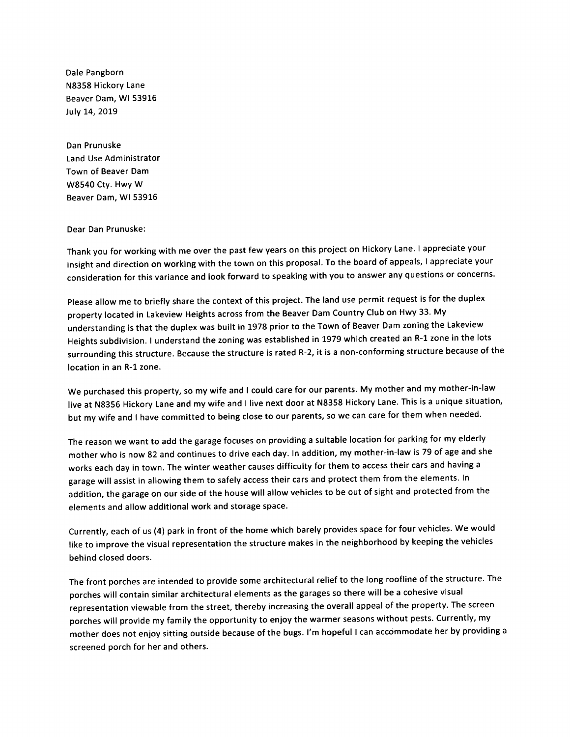Dale Pangborn
N8358 Hickory Lane
Beaver Dam, WI 53916
July 14, 2019

Dan Prunuske
Land Use Administrator
Town of Beaver Dam
W8540 Cty. Hwy W
Beaver Dam, WI 53916

Dear Dan Prunuske:

Thank you for working with me over the past few years on this project on Hickory Lane. I appreciate your insight and direction on working with the town on this proposal. To the board of appeals, I appreciate your consideration for this variance and look forward to speaking with you to answer any questions or concerns.

Please allow me to briefly share the context of this project. The land use permit request is for the duplex property located in Lakeview Heights across from the Beaver Dam Country Club on Hwy 33. My understanding is that the duplex was built in 1978 prior to the Town of Beaver Dam zoning the Lakeview Heights subdivision. I understand the zoning was established in 1979 which created an R-1 zone in the lots surrounding this structure. Because the structure is rated R-2, it is a non-conforming structure because of the location in an R-1 zone.

We purchased this property, so my wife and I could care for our parents. My mother and my mother-in-law live at N8356 Hickory Lane and my wife and I live next door at N8358 Hickory Lane. This is a unique situation, but my wife and I have committed to being close to our parents, so we can care for them when needed.

The reason we want to add the garage focuses on providing a suitable location for parking for my elderly mother who is now 82 and continues to drive each day. In addition, my mother-in-law is 79 of age and she works each day in town. The winter weather causes difficulty for them to access their cars and having a garage will assist in allowing them to safely access their cars and protect them from the elements. In addition, the garage on our side of the house will allow vehicles to be out of sight and protected from the elements and allow additional work and storage space.

Currently, each of us (4) park in front of the home which barely provides space for four vehicles. We would like to improve the visual representation the structure makes in the neighborhood by keeping the vehicles behind closed doors.

The front porches are intended to provide some architectural relief to the long roofline of the structure. The porches will contain similar architectural elements as the garages so there will be a cohesive visual representation viewable from the street, thereby increasing the overall appeal of the property. The screen porches will provide my family the opportunity to enjoy the warmer seasons without pests. Currently, my mother does not enjoy sitting outside because of the bugs. I'm hopeful I can accommodate her by providing a screened porch for her and others.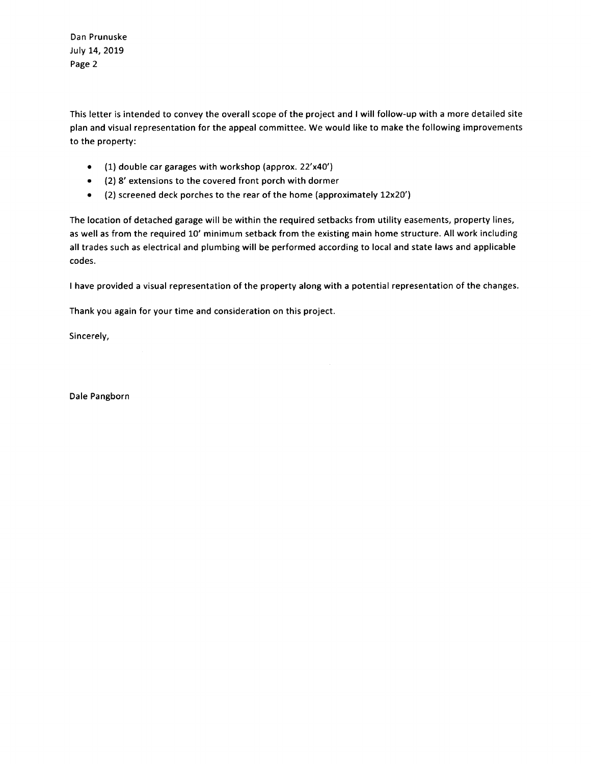This letter is intended to convey the overall scope of the project and I will follow-up with a more detailed site plan and visual representation for the appeal committee. We would like to make the following improvements to the property:

- (1) double car garages with workshop (approx. 22'x40')
- (2) 8' extensions to the covered front porch with dormer
- (2) screened deck porches to the rear of the home (approximately 12x20')

The location of detached garage will be within the required setbacks from utility easements, property lines, as well as from the required 10' minimum setback from the existing main home structure. All work including all trades such as electrical and plumbing will be performed according to local and state laws and applicable codes.

I have provided a visual representation of the property along with a potential representation of the changes.

Thank you again for your time and consideration on this project.

Sincerely,

Dale Pangborn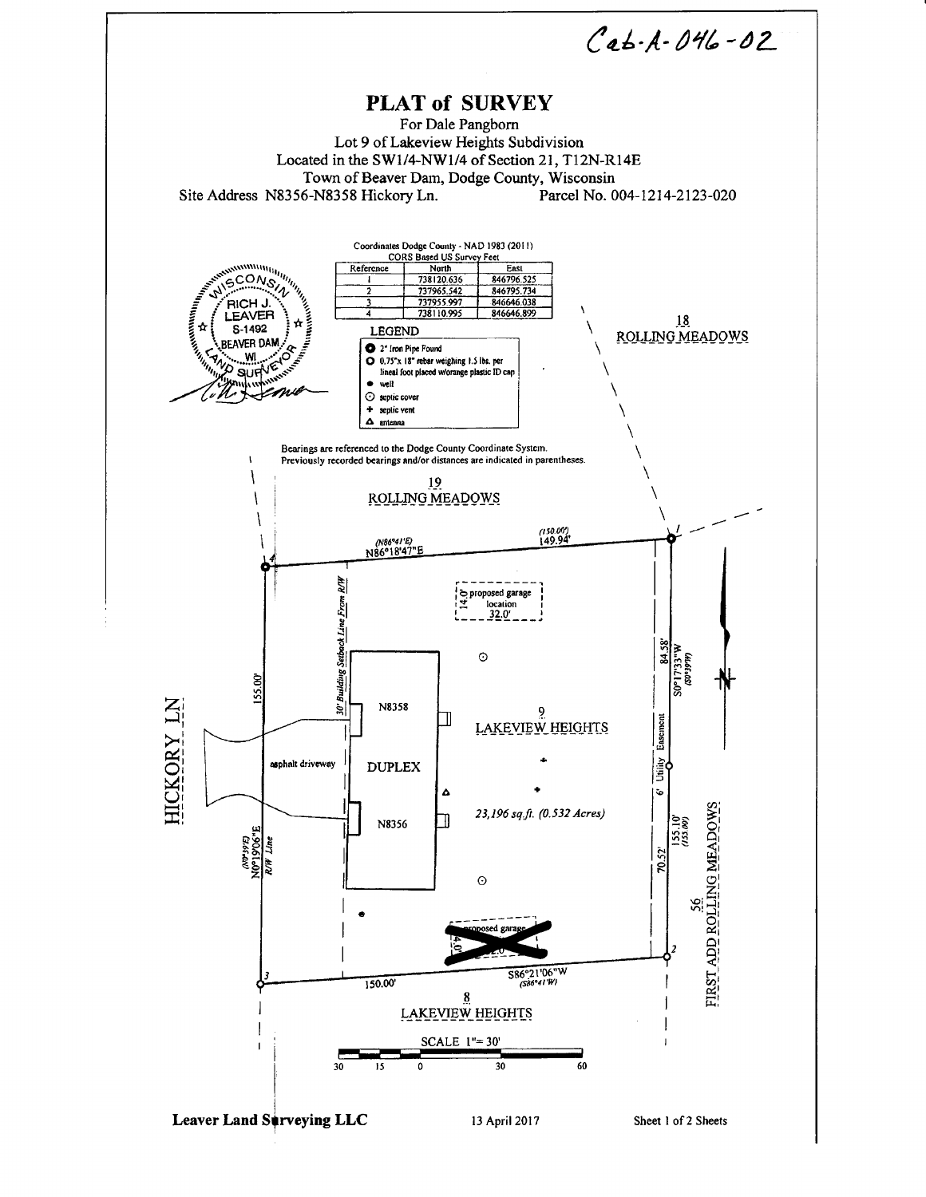Cab-A-046-02

# PLAT of SURVEY

For Dale Pangborn
Lot 9 of Lakeview Heights Subdivision
Located in the SW1/4-NW1/4 of Section 21, T12N-R14E
Town of Beaver Dam, Dodge County, Wisconsin

Site Address N8356-N8358 Hickory Ln. Parcel No. 004-1214-2123-020

WISCONSIN RICH J. LEAVER S-1492 BEAVER DAM, WI LAND SURVEYOR

Coordinates Dodge County - NAD 1983 (2011)
CORS Based US Survey Feet

| Reference | North | East |
|---|---|---|
| 1 | 738120.636 | 846796.525 |
| 2 | 737965.542 | 846795.734 |
| 3 | 737955.997 | 846646.038 |
| 4 | 738110.995 | 846646.899 |

**LEGEND**

- 2" Iron Pipe Found
- 0.75"x 18" rebar weighing 1.5 lbs. per lineal foot placed w/orange plastic ID cap
- well
- septic cover
- septic vent
- antenna

Bearings are referenced to the Dodge County Coordinate System.
Previously recorded bearings and/or distances are indicated in parentheses.

18 ROLLING MEADOWS

19 ROLLING MEADOWS

(N86°41'E) N86°18'47"E (150.00') 149.94'

proposed garage location 14.0' 32.0'

30' Building Setback Line From R/W

HICKORY LN

155.00'

N8358

DUPLEX

N8356

asphalt driveway

(N0°39'E) N0°19'06"E

R/W Line

9 LAKEVIEW HEIGHTS

23,196 sq.ft. (0.532 Acres)

84.58'

S0°17'33"W (S0°39'W)

6' Utility Easement

70.52'

155.10' (155.00)

56 FIRST ADD ROLLING MEADOWS

proposed garage

S86°21'06"W (S86°41'W)

150.00'

8 LAKEVIEW HEIGHTS

SCALE 1"= 30'

30 15 0 30 60

Leaver Land Surveying LLC 13 April 2017 Sheet 1 of 2 Sheets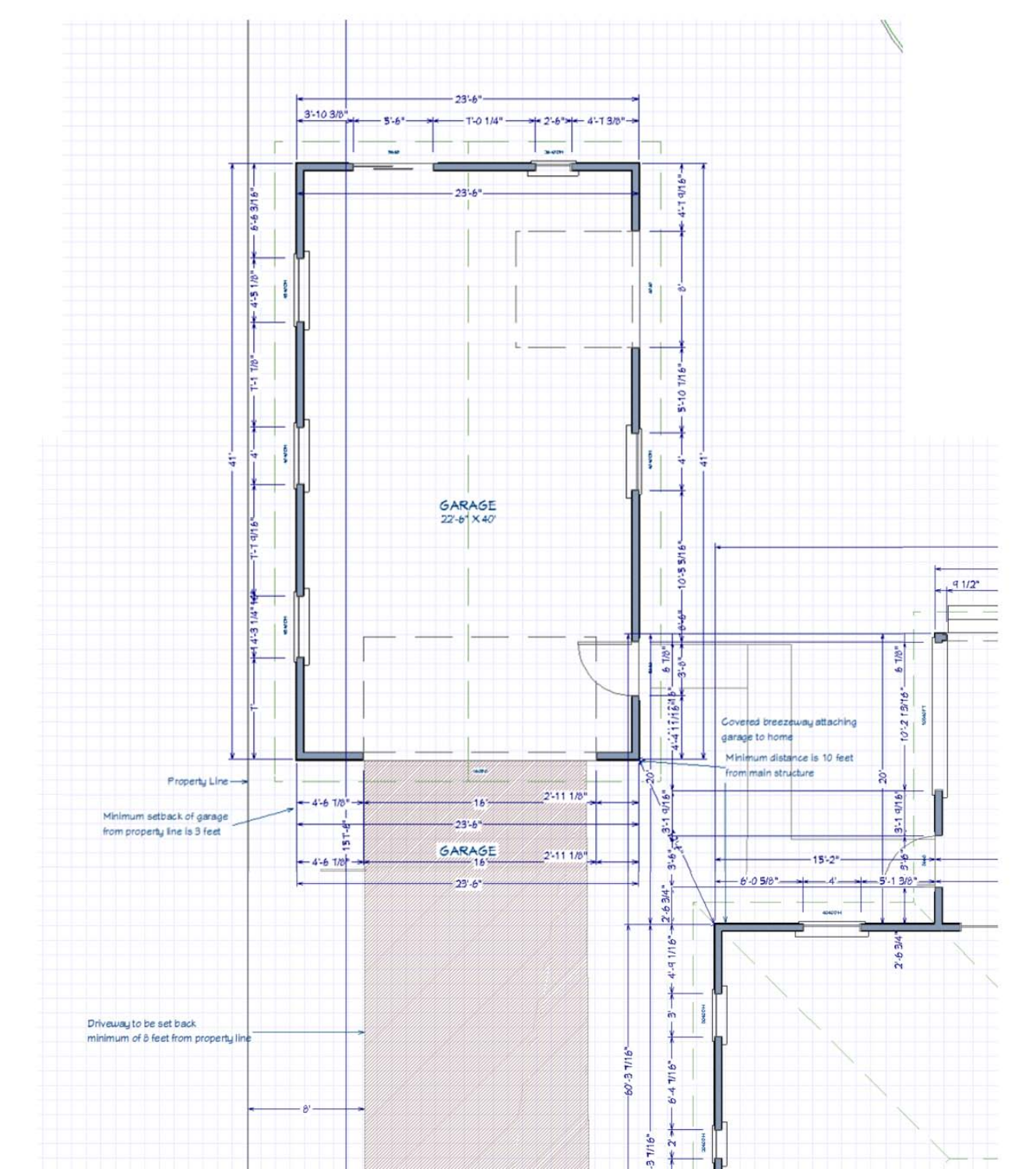GARAGE
22'-6" X 40'

Property Line

Minimum setback of garage from property line is 3 feet

GARAGE

Covered breezeway attaching garage to home

Minimum distance is 10 feet from main structure

Driveway to be set back minimum of 8 feet from property line